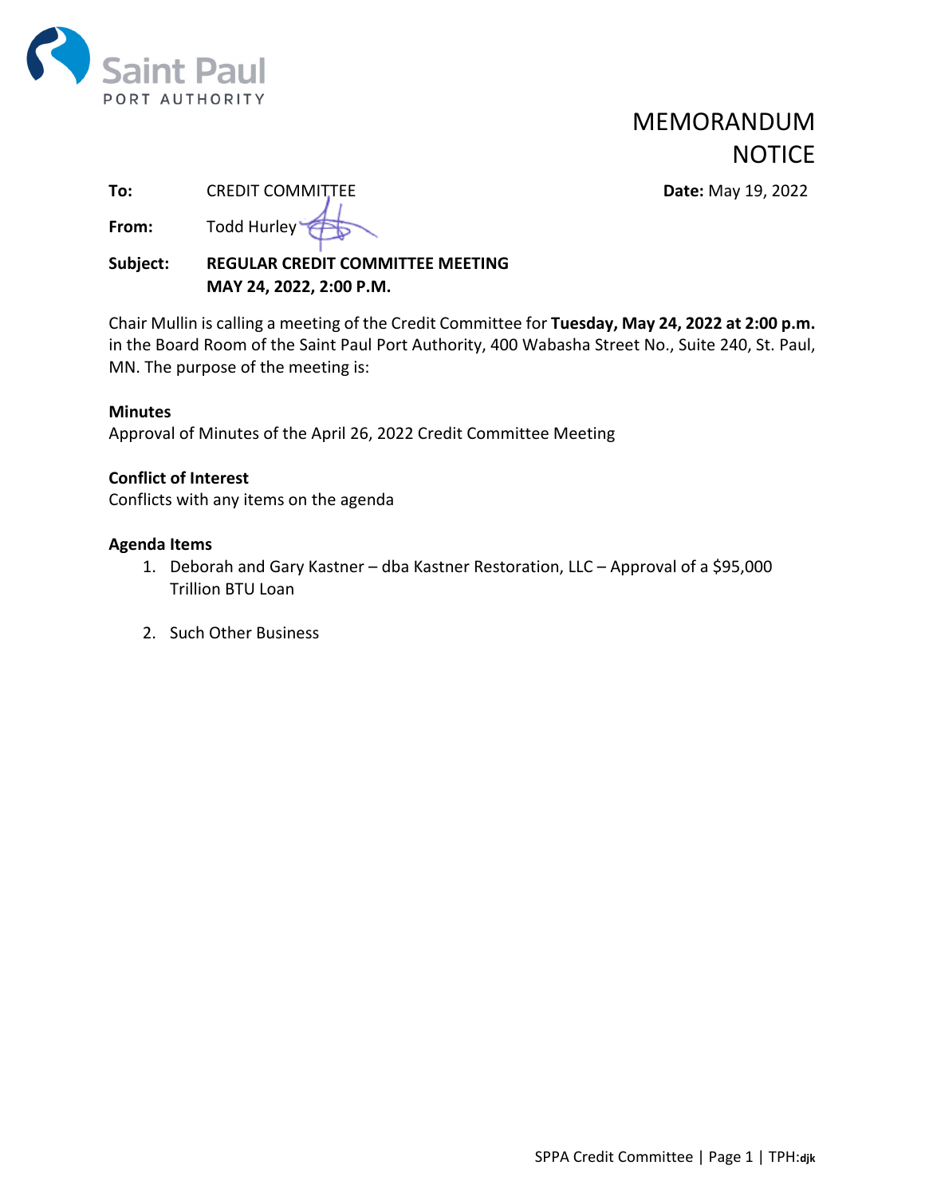Saint Paul
PORT AUTHORITY

# MEMORANDUM
# NOTICE

**To:** CREDIT COMMITTEE **Date:** May 19, 2022

**From:** Todd Hurley

**Subject:** **REGULAR CREDIT COMMITTEE MEETING**
**MAY 24, 2022, 2:00 P.M.**

Chair Mullin is calling a meeting of the Credit Committee for **Tuesday, May 24, 2022 at 2:00 p.m.** in the Board Room of the Saint Paul Port Authority, 400 Wabasha Street No., Suite 240, St. Paul, MN. The purpose of the meeting is:

**Minutes**
Approval of Minutes of the April 26, 2022 Credit Committee Meeting

**Conflict of Interest**
Conflicts with any items on the agenda

**Agenda Items**

1. Deborah and Gary Kastner – dba Kastner Restoration, LLC – Approval of a $95,000 Trillion BTU Loan

2. Such Other Business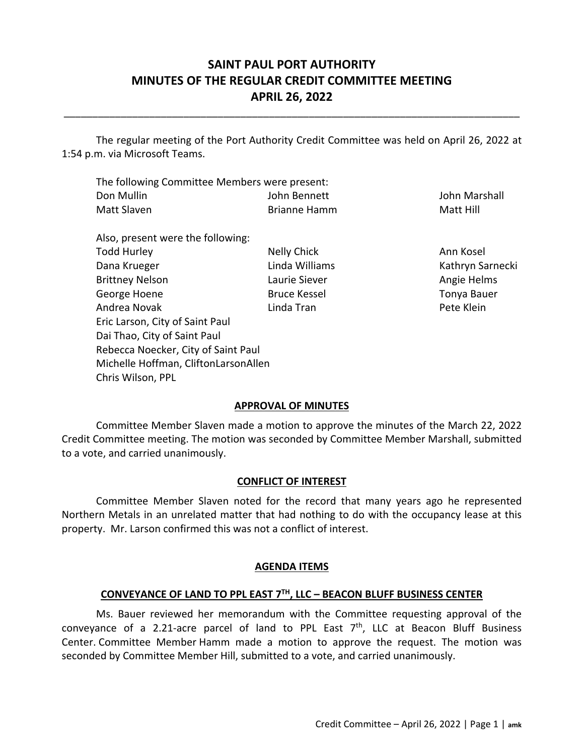# SAINT PAUL PORT AUTHORITY
# MINUTES OF THE REGULAR CREDIT COMMITTEE MEETING
# APRIL 26, 2022

The regular meeting of the Port Authority Credit Committee was held on April 26, 2022 at 1:54 p.m. via Microsoft Teams.

The following Committee Members were present:

| | | |
|---|---|---|
| Don Mullin | John Bennett | John Marshall |
| Matt Slaven | Brianne Hamm | Matt Hill |

Also, present were the following:

| | | |
|---|---|---|
| Todd Hurley | Nelly Chick | Ann Kosel |
| Dana Krueger | Linda Williams | Kathryn Sarnecki |
| Brittney Nelson | Laurie Siever | Angie Helms |
| George Hoene | Bruce Kessel | Tonya Bauer |
| Andrea Novak | Linda Tran | Pete Klein |

Eric Larson, City of Saint Paul
Dai Thao, City of Saint Paul
Rebecca Noecker, City of Saint Paul
Michelle Hoffman, CliftonLarsonAllen
Chris Wilson, PPL

## APPROVAL OF MINUTES

Committee Member Slaven made a motion to approve the minutes of the March 22, 2022 Credit Committee meeting. The motion was seconded by Committee Member Marshall, submitted to a vote, and carried unanimously.

## CONFLICT OF INTEREST

Committee Member Slaven noted for the record that many years ago he represented Northern Metals in an unrelated matter that had nothing to do with the occupancy lease at this property. Mr. Larson confirmed this was not a conflict of interest.

## AGENDA ITEMS

### CONVEYANCE OF LAND TO PPL EAST 7TH, LLC – BEACON BLUFF BUSINESS CENTER

Ms. Bauer reviewed her memorandum with the Committee requesting approval of the conveyance of a 2.21-acre parcel of land to PPL East 7th, LLC at Beacon Bluff Business Center. Committee Member Hamm made a motion to approve the request. The motion was seconded by Committee Member Hill, submitted to a vote, and carried unanimously.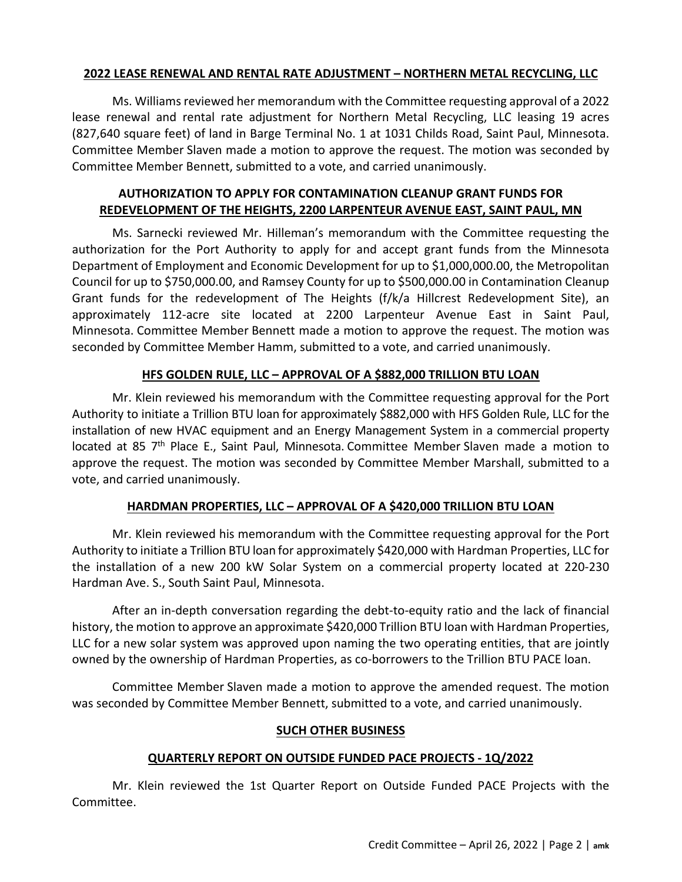**2022 LEASE RENEWAL AND RENTAL RATE ADJUSTMENT – NORTHERN METAL RECYCLING, LLC**

Ms. Williams reviewed her memorandum with the Committee requesting approval of a 2022 lease renewal and rental rate adjustment for Northern Metal Recycling, LLC leasing 19 acres (827,640 square feet) of land in Barge Terminal No. 1 at 1031 Childs Road, Saint Paul, Minnesota. Committee Member Slaven made a motion to approve the request. The motion was seconded by Committee Member Bennett, submitted to a vote, and carried unanimously.

**AUTHORIZATION TO APPLY FOR CONTAMINATION CLEANUP GRANT FUNDS FOR REDEVELOPMENT OF THE HEIGHTS, 2200 LARPENTEUR AVENUE EAST, SAINT PAUL, MN**

Ms. Sarnecki reviewed Mr. Hilleman's memorandum with the Committee requesting the authorization for the Port Authority to apply for and accept grant funds from the Minnesota Department of Employment and Economic Development for up to $1,000,000.00, the Metropolitan Council for up to $750,000.00, and Ramsey County for up to $500,000.00 in Contamination Cleanup Grant funds for the redevelopment of The Heights (f/k/a Hillcrest Redevelopment Site), an approximately 112-acre site located at 2200 Larpenteur Avenue East in Saint Paul, Minnesota. Committee Member Bennett made a motion to approve the request. The motion was seconded by Committee Member Hamm, submitted to a vote, and carried unanimously.

**HFS GOLDEN RULE, LLC – APPROVAL OF A $882,000 TRILLION BTU LOAN**

Mr. Klein reviewed his memorandum with the Committee requesting approval for the Port Authority to initiate a Trillion BTU loan for approximately $882,000 with HFS Golden Rule, LLC for the installation of new HVAC equipment and an Energy Management System in a commercial property located at 85 7th Place E., Saint Paul, Minnesota. Committee Member Slaven made a motion to approve the request. The motion was seconded by Committee Member Marshall, submitted to a vote, and carried unanimously.

**HARDMAN PROPERTIES, LLC – APPROVAL OF A $420,000 TRILLION BTU LOAN**

Mr. Klein reviewed his memorandum with the Committee requesting approval for the Port Authority to initiate a Trillion BTU loan for approximately $420,000 with Hardman Properties, LLC for the installation of a new 200 kW Solar System on a commercial property located at 220-230 Hardman Ave. S., South Saint Paul, Minnesota.

After an in-depth conversation regarding the debt-to-equity ratio and the lack of financial history, the motion to approve an approximate $420,000 Trillion BTU loan with Hardman Properties, LLC for a new solar system was approved upon naming the two operating entities, that are jointly owned by the ownership of Hardman Properties, as co-borrowers to the Trillion BTU PACE loan.

Committee Member Slaven made a motion to approve the amended request. The motion was seconded by Committee Member Bennett, submitted to a vote, and carried unanimously.

**SUCH OTHER BUSINESS**

**QUARTERLY REPORT ON OUTSIDE FUNDED PACE PROJECTS - 1Q/2022**

Mr. Klein reviewed the 1st Quarter Report on Outside Funded PACE Projects with the Committee.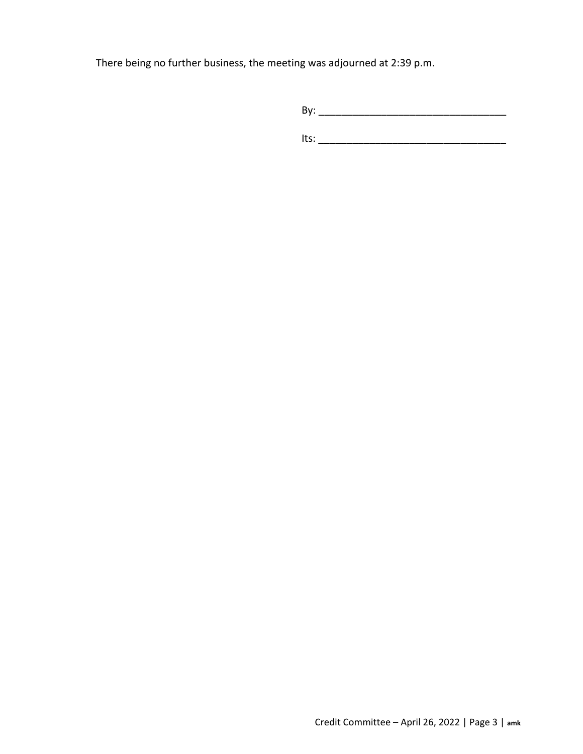There being no further business, the meeting was adjourned at 2:39 p.m.

By: ___________________________________

Its: ___________________________________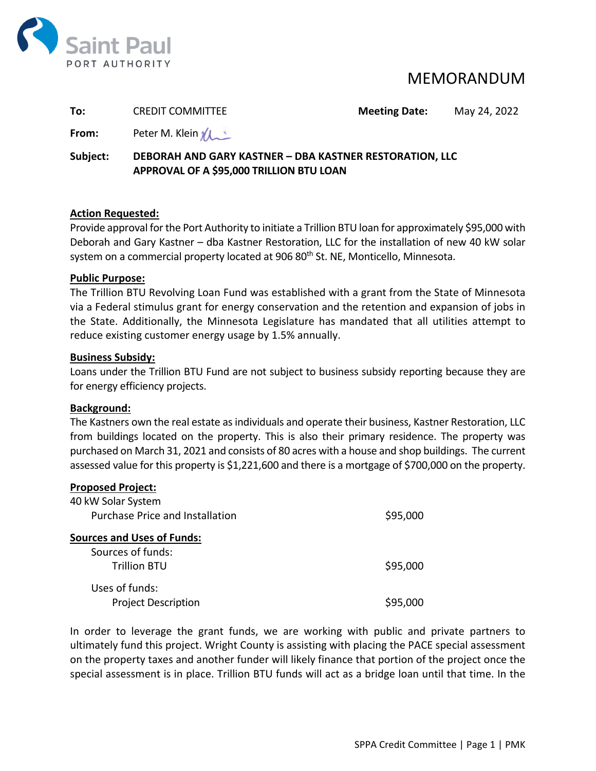Saint Paul PORT AUTHORITY

# MEMORANDUM

| | | | |
|---|---|---|---|
| **To:** | CREDIT COMMITTEE | **Meeting Date:** | May 24, 2022 |
| **From:** | Peter M. Klein | | |

**Subject:** **DEBORAH AND GARY KASTNER – DBA KASTNER RESTORATION, LLC APPROVAL OF A $95,000 TRILLION BTU LOAN**

**Action Requested:**

Provide approval for the Port Authority to initiate a Trillion BTU loan for approximately $95,000 with Deborah and Gary Kastner – dba Kastner Restoration, LLC for the installation of new 40 kW solar system on a commercial property located at 906 80th St. NE, Monticello, Minnesota.

**Public Purpose:**

The Trillion BTU Revolving Loan Fund was established with a grant from the State of Minnesota via a Federal stimulus grant for energy conservation and the retention and expansion of jobs in the State. Additionally, the Minnesota Legislature has mandated that all utilities attempt to reduce existing customer energy usage by 1.5% annually.

**Business Subsidy:**

Loans under the Trillion BTU Fund are not subject to business subsidy reporting because they are for energy efficiency projects.

**Background:**

The Kastners own the real estate as individuals and operate their business, Kastner Restoration, LLC from buildings located on the property. This is also their primary residence. The property was purchased on March 31, 2021 and consists of 80 acres with a house and shop buildings. The current assessed value for this property is $1,221,600 and there is a mortgage of $700,000 on the property.

**Proposed Project:**

| | |
|---|---|
| 40 kW Solar System | |
| Purchase Price and Installation | $95,000 |

**Sources and Uses of Funds:**

| | |
|---|---|
| Sources of funds: | |
| Trillion BTU | $95,000 |
| Uses of funds: | |
| Project Description | $95,000 |

In order to leverage the grant funds, we are working with public and private partners to ultimately fund this project. Wright County is assisting with placing the PACE special assessment on the property taxes and another funder will likely finance that portion of the project once the special assessment is in place. Trillion BTU funds will act as a bridge loan until that time. In the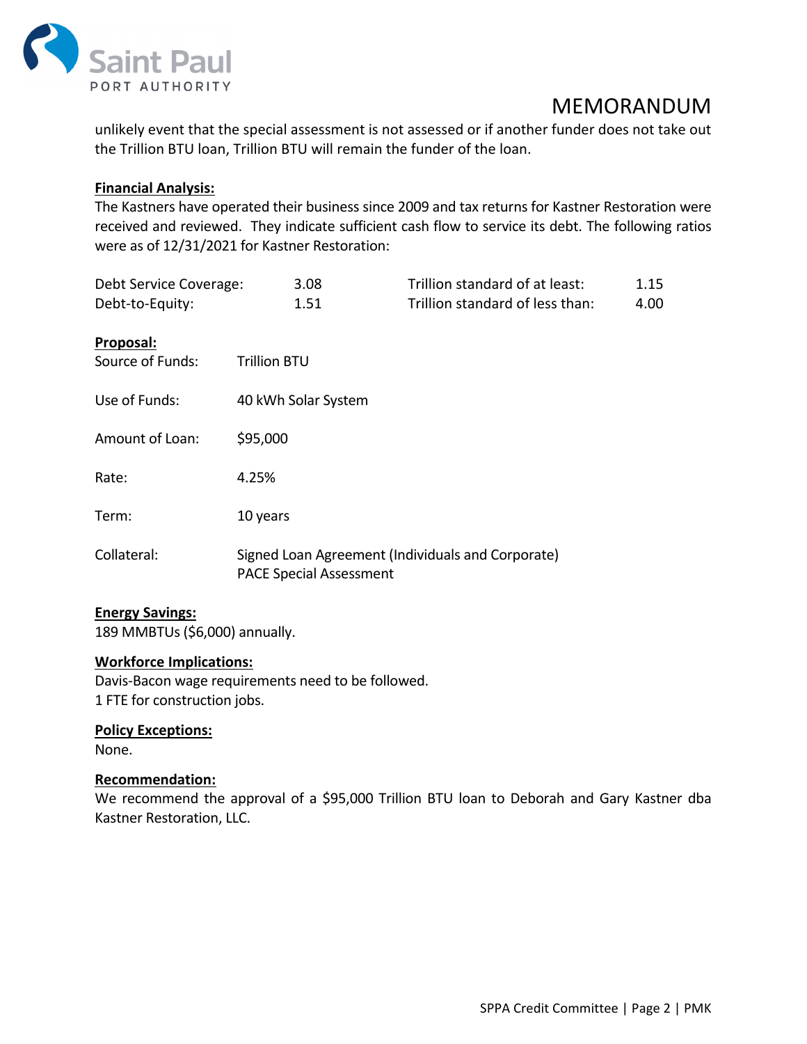unlikely event that the special assessment is not assessed or if another funder does not take out the Trillion BTU loan, Trillion BTU will remain the funder of the loan.

**Financial Analysis:**

The Kastners have operated their business since 2009 and tax returns for Kastner Restoration were received and reviewed. They indicate sufficient cash flow to service its debt. The following ratios were as of 12/31/2021 for Kastner Restoration:

| | | | |
|---|---|---|---|
| Debt Service Coverage: | 3.08 | Trillion standard of at least: | 1.15 |
| Debt-to-Equity: | 1.51 | Trillion standard of less than: | 4.00 |

**Proposal:**

| | |
|---|---|
| Source of Funds: | Trillion BTU |
| Use of Funds: | 40 kWh Solar System |
| Amount of Loan: | $95,000 |
| Rate: | 4.25% |
| Term: | 10 years |
| Collateral: | Signed Loan Agreement (Individuals and Corporate)<br>PACE Special Assessment |

**Energy Savings:**

189 MMBTUs ($6,000) annually.

**Workforce Implications:**

Davis-Bacon wage requirements need to be followed.
1 FTE for construction jobs.

**Policy Exceptions:**

None.

**Recommendation:**

We recommend the approval of a $95,000 Trillion BTU loan to Deborah and Gary Kastner dba Kastner Restoration, LLC.